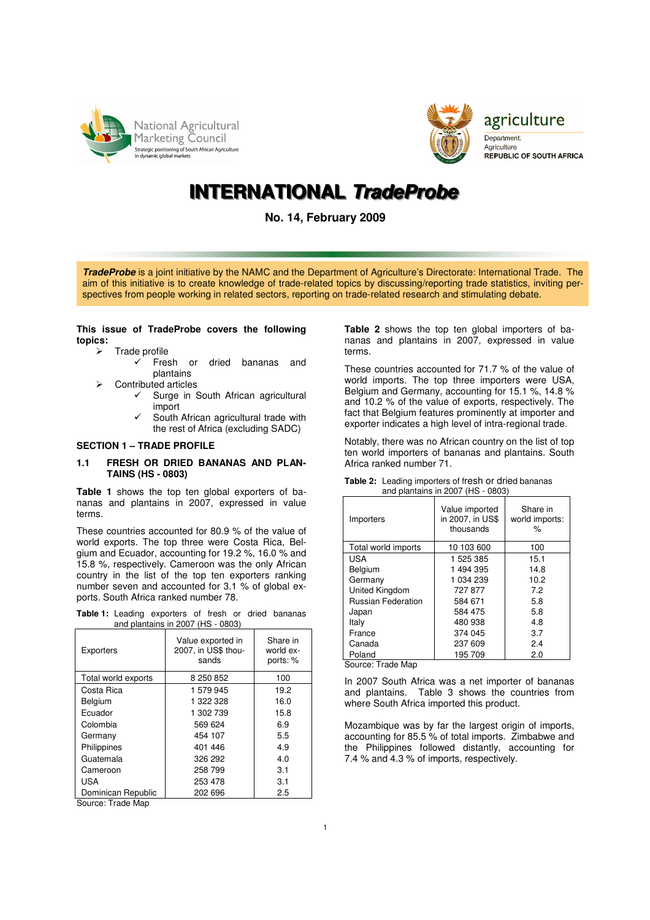National Agricultural Marketing Council
Strategic positioning of South African Agriculture in dynamic global markets

agriculture
Department: Agriculture
REPUBLIC OF SOUTH AFRICA

# INTERNATIONAL *TradeProbe*

**No. 14, February 2009**

***TradeProbe*** is a joint initiative by the NAMC and the Department of Agriculture's Directorate: International Trade. The aim of this initiative is to create knowledge of trade-related topics by discussing/reporting trade statistics, inviting perspectives from people working in related sectors, reporting on trade-related research and stimulating debate.

**This issue of TradeProbe covers the following topics:**

- Trade profile
  - ✓ Fresh or dried bananas and plantains
- Contributed articles
  - ✓ Surge in South African agricultural import
  - ✓ South African agricultural trade with the rest of Africa (excluding SADC)

## SECTION 1 – TRADE PROFILE

### 1.1 FRESH OR DRIED BANANAS AND PLANTAINS (HS - 0803)

**Table 1** shows the top ten global exporters of bananas and plantains in 2007, expressed in value terms.

These countries accounted for 80.9 % of the value of world exports. The top three were Costa Rica, Belgium and Ecuador, accounting for 19.2 %, 16.0 % and 15.8 %, respectively. Cameroon was the only African country in the list of the top ten exporters ranking number seven and accounted for 3.1 % of global exports. South Africa ranked number 78.

**Table 1:** Leading exporters of fresh or dried bananas and plantains in 2007 (HS - 0803)

| Exporters | Value exported in 2007, in US$ thousands | Share in world exports: % |
|---|---|---|
| Total world exports | 8 250 852 | 100 |
| Costa Rica | 1 579 945 | 19.2 |
| Belgium | 1 322 328 | 16.0 |
| Ecuador | 1 302 739 | 15.8 |
| Colombia | 569 624 | 6.9 |
| Germany | 454 107 | 5.5 |
| Philippines | 401 446 | 4.9 |
| Guatemala | 326 292 | 4.0 |
| Cameroon | 258 799 | 3.1 |
| USA | 253 478 | 3.1 |
| Dominican Republic | 202 696 | 2.5 |

Source: Trade Map

**Table 2** shows the top ten global importers of bananas and plantains in 2007, expressed in value terms.

These countries accounted for 71.7 % of the value of world imports. The top three importers were USA, Belgium and Germany, accounting for 15.1 %, 14.8 % and 10.2 % of the value of exports, respectively. The fact that Belgium features prominently at importer and exporter indicates a high level of intra-regional trade.

Notably, there was no African country on the list of top ten world importers of bananas and plantains. South Africa ranked number 71.

**Table 2:** Leading importers of fresh or dried bananas and plantains in 2007 (HS - 0803)

| Importers | Value imported in 2007, in US$ thousands | Share in world imports: % |
|---|---|---|
| Total world imports | 10 103 600 | 100 |
| USA | 1 525 385 | 15.1 |
| Belgium | 1 494 395 | 14.8 |
| Germany | 1 034 239 | 10.2 |
| United Kingdom | 727 877 | 7.2 |
| Russian Federation | 584 671 | 5.8 |
| Japan | 584 475 | 5.8 |
| Italy | 480 938 | 4.8 |
| France | 374 045 | 3.7 |
| Canada | 237 609 | 2.4 |
| Poland | 195 709 | 2.0 |

Source: Trade Map

In 2007 South Africa was a net importer of bananas and plantains. Table 3 shows the countries from where South Africa imported this product.

Mozambique was by far the largest origin of imports, accounting for 85.5 % of total imports. Zimbabwe and the Philippines followed distantly, accounting for 7.4 % and 4.3 % of imports, respectively.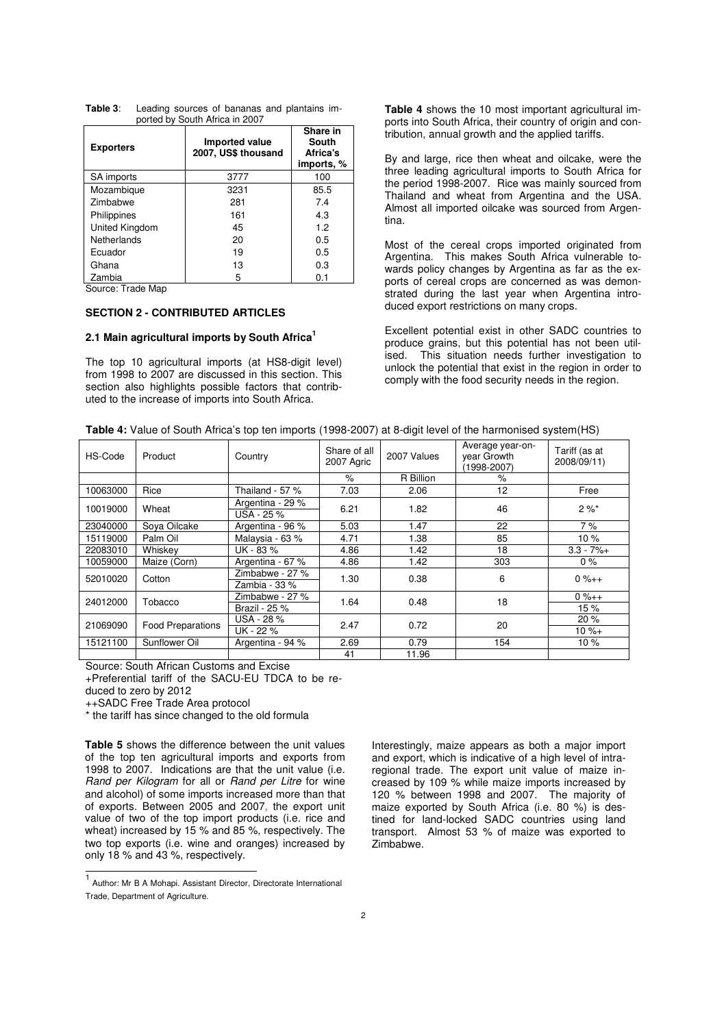**Table 3**: Leading sources of bananas and plantains imported by South Africa in 2007

| Exporters | Imported value 2007, US$ thousand | Share in South Africa's imports, % |
|---|---|---|
| SA imports | 3777 | 100 |
| Mozambique | 3231 | 85.5 |
| Zimbabwe | 281 | 7.4 |
| Philippines | 161 | 4.3 |
| United Kingdom | 45 | 1.2 |
| Netherlands | 20 | 0.5 |
| Ecuador | 19 | 0.5 |
| Ghana | 13 | 0.3 |
| Zambia | 5 | 0.1 |

Source: Trade Map

## SECTION 2 - CONTRIBUTED ARTICLES

### 2.1 Main agricultural imports by South Africa[1]

The top 10 agricultural imports (at HS8-digit level) from 1998 to 2007 are discussed in this section. This section also highlights possible factors that contributed to the increase of imports into South Africa.

**Table 4** shows the 10 most important agricultural imports into South Africa, their country of origin and contribution, annual growth and the applied tariffs.

By and large, rice then wheat and oilcake, were the three leading agricultural imports to South Africa for the period 1998-2007. Rice was mainly sourced from Thailand and wheat from Argentina and the USA. Almost all imported oilcake was sourced from Argentina.

Most of the cereal crops imported originated from Argentina. This makes South Africa vulnerable towards policy changes by Argentina as far as the exports of cereal crops are concerned as was demonstrated during the last year when Argentina introduced export restrictions on many crops.

Excellent potential exist in other SADC countries to produce grains, but this potential has not been utilised. This situation needs further investigation to unlock the potential that exist in the region in order to comply with the food security needs in the region.

**Table 4:** Value of South Africa's top ten imports (1998-2007) at 8-digit level of the harmonised system(HS)

| HS-Code | Product | Country | Share of all 2007 Agric | 2007 Values | Average year-on-year Growth (1998-2007) | Tariff (as at 2008/09/11) |
|---|---|---|---|---|---|---|
| | | | % | R Billion | % | |
| 10063000 | Rice | Thailand - 57 % | 7.03 | 2.06 | 12 | Free |
| 10019000 | Wheat | Argentina - 29 %<br>USA - 25 % | 6.21 | 1.82 | 46 | 2 %* |
| 23040000 | Soya Oilcake | Argentina - 96 % | 5.03 | 1.47 | 22 | 7 % |
| 15119000 | Palm Oil | Malaysia - 63 % | 4.71 | 1.38 | 85 | 10 % |
| 22083010 | Whiskey | UK - 83 % | 4.86 | 1.42 | 18 | 3.3 - 7%+ |
| 10059000 | Maize (Corn) | Argentina - 67 % | 4.86 | 1.42 | 303 | 0 % |
| 52010020 | Cotton | Zimbabwe - 27 %<br>Zambia - 33 % | 1.30 | 0.38 | 6 | 0 %++ |
| 24012000 | Tobacco | Zimbabwe - 27 %<br>Brazil - 25 % | 1.64 | 0.48 | 18 | 0 %++<br>15 % |
| 21069090 | Food Preparations | USA - 28 %<br>UK - 22 % | 2.47 | 0.72 | 20 | 20 %<br>10 %+ |
| 15121100 | Sunflower Oil | Argentina - 94 % | 2.69 | 0.79 | 154 | 10 % |
| | | | 41 | 11.96 | | |

Source: South African Customs and Excise

+Preferential tariff of the SACU-EU TDCA to be reduced to zero by 2012

++SADC Free Trade Area protocol

\* the tariff has since changed to the old formula

**Table 5** shows the difference between the unit values of the top ten agricultural imports and exports from 1998 to 2007. Indications are that the unit value (i.e. *Rand per Kilogram* for all or *Rand per Litre* for wine and alcohol) of some imports increased more than that of exports. Between 2005 and 2007, the export unit value of two of the top import products (i.e. rice and wheat) increased by 15 % and 85 %, respectively. The two top exports (i.e. wine and oranges) increased by only 18 % and 43 %, respectively.

Interestingly, maize appears as both a major import and export, which is indicative of a high level of intra-regional trade. The export unit value of maize increased by 109 % while maize imports increased by 120 % between 1998 and 2007. The majority of maize exported by South Africa (i.e. 80 %) is destined for land-locked SADC countries using land transport. Almost 53 % of maize was exported to Zimbabwe.

[1] Author: Mr B A Mohapi. Assistant Director, Directorate International Trade, Department of Agriculture.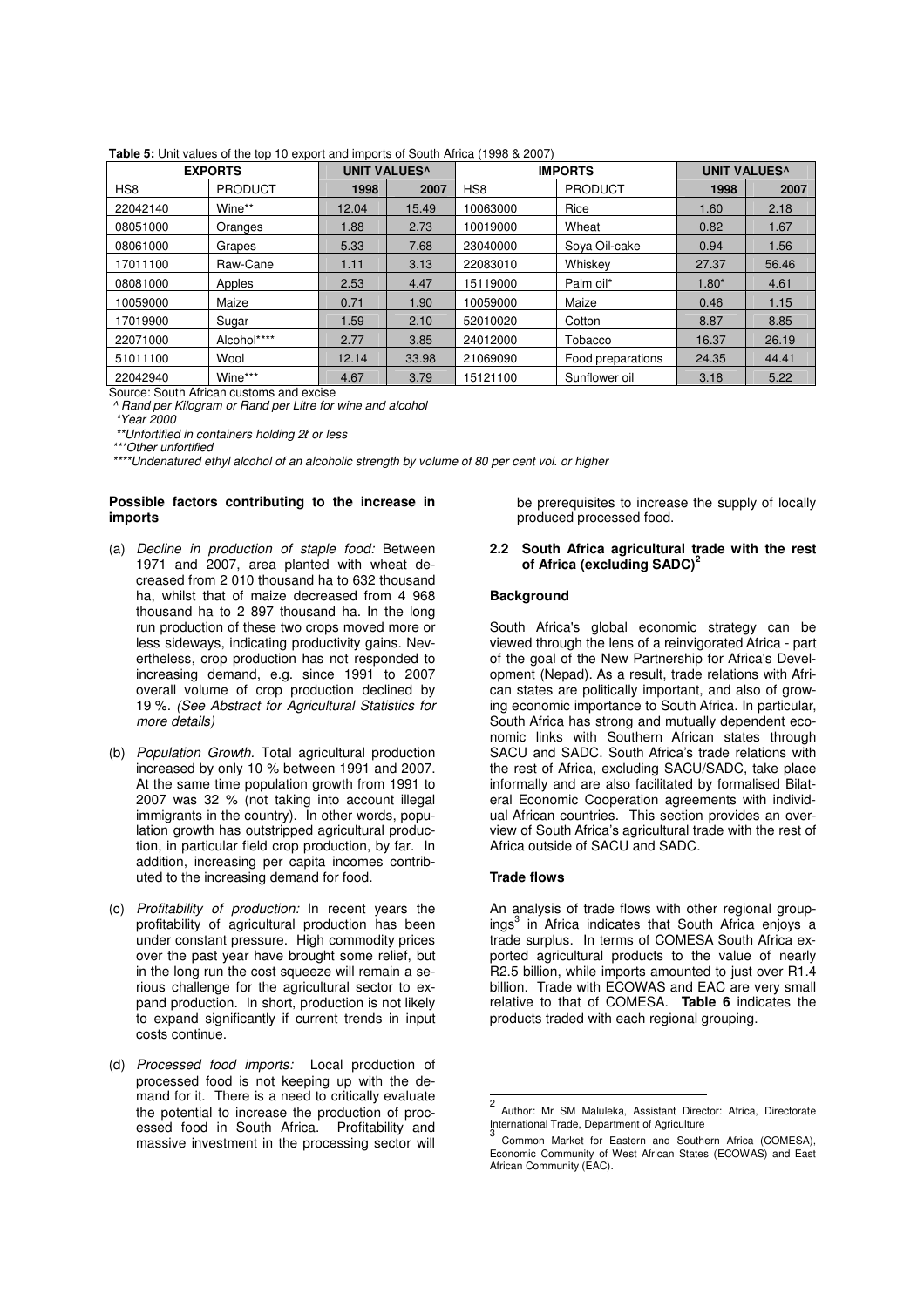**Table 5:** Unit values of the top 10 export and imports of South Africa (1998 & 2007)

| EXPORTS | | UNIT VALUES^ | | IMPORTS | | UNIT VALUES^ | |
|---|---|---|---|---|---|---|---|
| HS8 | PRODUCT | 1998 | 2007 | HS8 | PRODUCT | 1998 | 2007 |
| 22042140 | Wine** | 12.04 | 15.49 | 10063000 | Rice | 1.60 | 2.18 |
| 08051000 | Oranges | 1.88 | 2.73 | 10019000 | Wheat | 0.82 | 1.67 |
| 08061000 | Grapes | 5.33 | 7.68 | 23040000 | Soya Oil-cake | 0.94 | 1.56 |
| 17011100 | Raw-Cane | 1.11 | 3.13 | 22083010 | Whiskey | 27.37 | 56.46 |
| 08081000 | Apples | 2.53 | 4.47 | 15119000 | Palm oil* | 1.80* | 4.61 |
| 10059000 | Maize | 0.71 | 1.90 | 10059000 | Maize | 0.46 | 1.15 |
| 17019900 | Sugar | 1.59 | 2.10 | 52010020 | Cotton | 8.87 | 8.85 |
| 22071000 | Alcohol**** | 2.77 | 3.85 | 24012000 | Tobacco | 16.37 | 26.19 |
| 51011100 | Wool | 12.14 | 33.98 | 21069090 | Food preparations | 24.35 | 44.41 |
| 22042940 | Wine*** | 4.67 | 3.79 | 15121100 | Sunflower oil | 3.18 | 5.22 |

Source: South African customs and excise

*^ Rand per Kilogram or Rand per Litre for wine and alcohol*

*\*Year 2000*

*\*\*Unfortified in containers holding 2ℓ or less*

*\*\*\*Other unfortified*

*\*\*\*\*Undenatured ethyl alcohol of an alcoholic strength by volume of 80 per cent vol. or higher*

**Possible factors contributing to the increase in imports**

(a) *Decline in production of staple food:* Between 1971 and 2007, area planted with wheat decreased from 2 010 thousand ha to 632 thousand ha, whilst that of maize decreased from 4 968 thousand ha to 2 897 thousand ha. In the long run production of these two crops moved more or less sideways, indicating productivity gains. Nevertheless, crop production has not responded to increasing demand, e.g. since 1991 to 2007 overall volume of crop production declined by 19 %. *(See Abstract for Agricultural Statistics for more details)*

(b) *Population Growth.* Total agricultural production increased by only 10 % between 1991 and 2007. At the same time population growth from 1991 to 2007 was 32 % (not taking into account illegal immigrants in the country). In other words, population growth has outstripped agricultural production, in particular field crop production, by far. In addition, increasing per capita incomes contributed to the increasing demand for food.

(c) *Profitability of production:* In recent years the profitability of agricultural production has been under constant pressure. High commodity prices over the past year have brought some relief, but in the long run the cost squeeze will remain a serious challenge for the agricultural sector to expand production. In short, production is not likely to expand significantly if current trends in input costs continue.

(d) *Processed food imports:* Local production of processed food is not keeping up with the demand for it. There is a need to critically evaluate the potential to increase the production of processed food in South Africa. Profitability and massive investment in the processing sector will be prerequisites to increase the supply of locally produced processed food.

### 2.2 South Africa agricultural trade with the rest of Africa (excluding SADC)[2]

**Background**

South Africa's global economic strategy can be viewed through the lens of a reinvigorated Africa - part of the goal of the New Partnership for Africa's Development (Nepad). As a result, trade relations with African states are politically important, and also of growing economic importance to South Africa. In particular, South Africa has strong and mutually dependent economic links with Southern African states through SACU and SADC. South Africa's trade relations with the rest of Africa, excluding SACU/SADC, take place informally and are also facilitated by formalised Bilateral Economic Cooperation agreements with individual African countries. This section provides an overview of South Africa's agricultural trade with the rest of Africa outside of SACU and SADC.

**Trade flows**

An analysis of trade flows with other regional groupings[3] in Africa indicates that South Africa enjoys a trade surplus. In terms of COMESA South Africa exported agricultural products to the value of nearly R2.5 billion, while imports amounted to just over R1.4 billion. Trade with ECOWAS and EAC are very small relative to that of COMESA. **Table 6** indicates the products traded with each regional grouping.

---

[2] Author: Mr SM Maluleka, Assistant Director: Africa, Directorate International Trade, Department of Agriculture

[3] Common Market for Eastern and Southern Africa (COMESA), Economic Community of West African States (ECOWAS) and East African Community (EAC).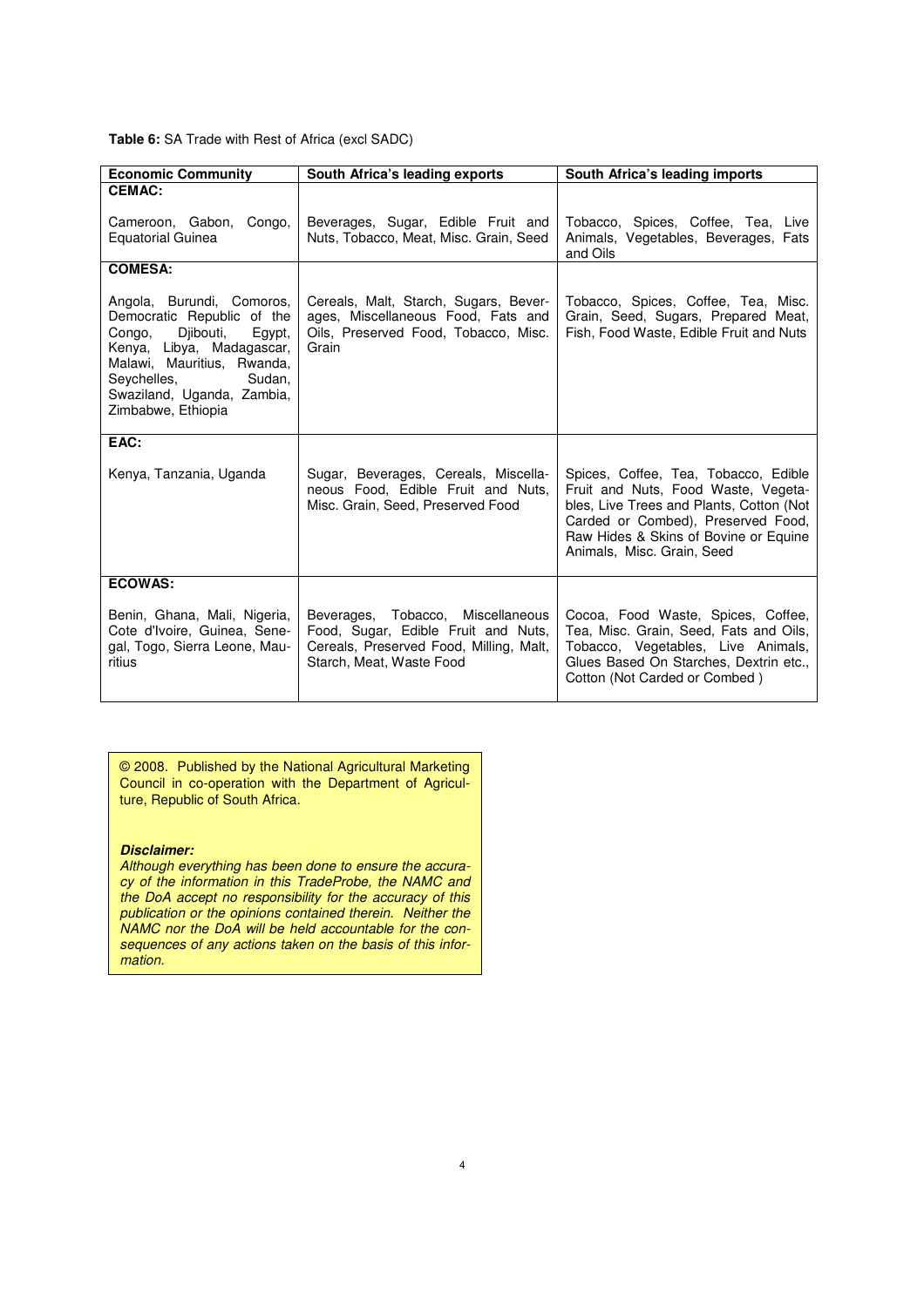**Table 6:** SA Trade with Rest of Africa (excl SADC)

| Economic Community | South Africa's leading exports | South Africa's leading imports |
|---|---|---|
| **CEMAC:** | | |
| Cameroon, Gabon, Congo, Equatorial Guinea | Beverages, Sugar, Edible Fruit and Nuts, Tobacco, Meat, Misc. Grain, Seed | Tobacco, Spices, Coffee, Tea, Live Animals, Vegetables, Beverages, Fats and Oils |
| **COMESA:** | | |
| Angola, Burundi, Comoros, Democratic Republic of the Congo, Djibouti, Egypt, Kenya, Libya, Madagascar, Malawi, Mauritius, Rwanda, Seychelles, Sudan, Swaziland, Uganda, Zambia, Zimbabwe, Ethiopia | Cereals, Malt, Starch, Sugars, Beverages, Miscellaneous Food, Fats and Oils, Preserved Food, Tobacco, Misc. Grain | Tobacco, Spices, Coffee, Tea, Misc. Grain, Seed, Sugars, Prepared Meat, Fish, Food Waste, Edible Fruit and Nuts |
| **EAC:** | | |
| Kenya, Tanzania, Uganda | Sugar, Beverages, Cereals, Miscellaneous Food, Edible Fruit and Nuts, Misc. Grain, Seed, Preserved Food | Spices, Coffee, Tea, Tobacco, Edible Fruit and Nuts, Food Waste, Vegetables, Live Trees and Plants, Cotton (Not Carded or Combed), Preserved Food, Raw Hides & Skins of Bovine or Equine Animals, Misc. Grain, Seed |
| **ECOWAS:** | | |
| Benin, Ghana, Mali, Nigeria, Cote d'Ivoire, Guinea, Senegal, Togo, Sierra Leone, Mauritius | Beverages, Tobacco, Miscellaneous Food, Sugar, Edible Fruit and Nuts, Cereals, Preserved Food, Milling, Malt, Starch, Meat, Waste Food | Cocoa, Food Waste, Spices, Coffee, Tea, Misc. Grain, Seed, Fats and Oils, Tobacco, Vegetables, Live Animals, Glues Based On Starches, Dextrin etc., Cotton (Not Carded or Combed ) |

© 2008. Published by the National Agricultural Marketing Council in co-operation with the Department of Agriculture, Republic of South Africa.

***Disclaimer:***
*Although everything has been done to ensure the accuracy of the information in this TradeProbe, the NAMC and the DoA accept no responsibility for the accuracy of this publication or the opinions contained therein. Neither the NAMC nor the DoA will be held accountable for the consequences of any actions taken on the basis of this information.*